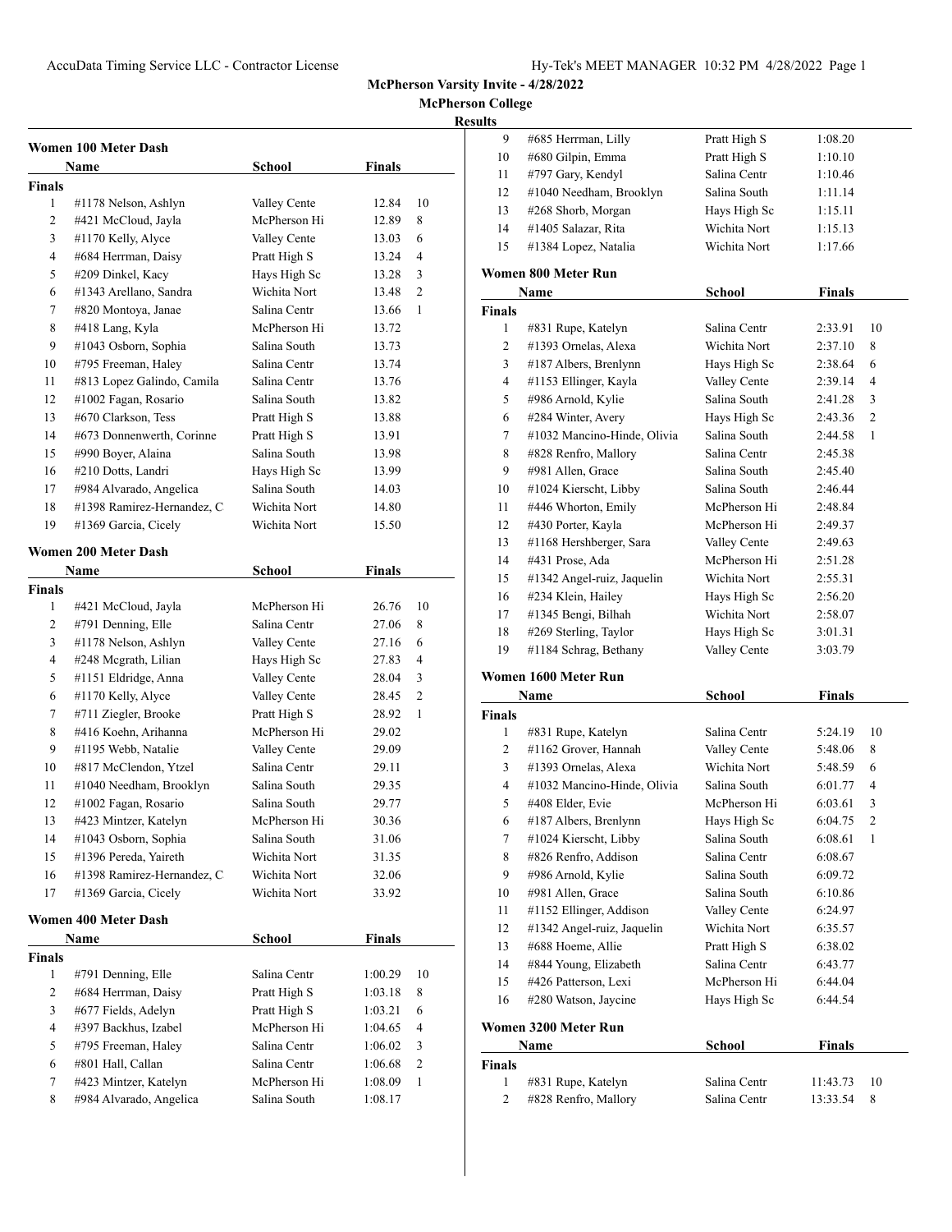AccuData Timing Service LLC - Contractor License

**McPherson Varsity Invite - 4/28/2022**

**McPherson College**

**Results**

## Women 100 Meter Dash

| | Name | School | Finals | |
|---|---|---|---|---|
| **Finals** | | | | |
| 1 | #1178 Nelson, Ashlyn | Valley Cente | 12.84 | 10 |
| 2 | #421 McCloud, Jayla | McPherson Hi | 12.89 | 8 |
| 3 | #1170 Kelly, Alyce | Valley Cente | 13.03 | 6 |
| 4 | #684 Herrman, Daisy | Pratt High S | 13.24 | 4 |
| 5 | #209 Dinkel, Kacy | Hays High Sc | 13.28 | 3 |
| 6 | #1343 Arellano, Sandra | Wichita Nort | 13.48 | 2 |
| 7 | #820 Montoya, Janae | Salina Centr | 13.66 | 1 |
| 8 | #418 Lang, Kyla | McPherson Hi | 13.72 | |
| 9 | #1043 Osborn, Sophia | Salina South | 13.73 | |
| 10 | #795 Freeman, Haley | Salina Centr | 13.74 | |
| 11 | #813 Lopez Galindo, Camila | Salina Centr | 13.76 | |
| 12 | #1002 Fagan, Rosario | Salina South | 13.82 | |
| 13 | #670 Clarkson, Tess | Pratt High S | 13.88 | |
| 14 | #673 Donnenwerth, Corinne | Pratt High S | 13.91 | |
| 15 | #990 Boyer, Alaina | Salina South | 13.98 | |
| 16 | #210 Dotts, Landri | Hays High Sc | 13.99 | |
| 17 | #984 Alvarado, Angelica | Salina South | 14.03 | |
| 18 | #1398 Ramirez-Hernandez, C | Wichita Nort | 14.80 | |
| 19 | #1369 Garcia, Cicely | Wichita Nort | 15.50 | |

## Women 200 Meter Dash

| | Name | School | Finals | |
|---|---|---|---|---|
| **Finals** | | | | |
| 1 | #421 McCloud, Jayla | McPherson Hi | 26.76 | 10 |
| 2 | #791 Denning, Elle | Salina Centr | 27.06 | 8 |
| 3 | #1178 Nelson, Ashlyn | Valley Cente | 27.16 | 6 |
| 4 | #248 Mcgrath, Lilian | Hays High Sc | 27.83 | 4 |
| 5 | #1151 Eldridge, Anna | Valley Cente | 28.04 | 3 |
| 6 | #1170 Kelly, Alyce | Valley Cente | 28.45 | 2 |
| 7 | #711 Ziegler, Brooke | Pratt High S | 28.92 | 1 |
| 8 | #416 Koehn, Arihanna | McPherson Hi | 29.02 | |
| 9 | #1195 Webb, Natalie | Valley Cente | 29.09 | |
| 10 | #817 McClendon, Ytzel | Salina Centr | 29.11 | |
| 11 | #1040 Needham, Brooklyn | Salina South | 29.35 | |
| 12 | #1002 Fagan, Rosario | Salina South | 29.77 | |
| 13 | #423 Mintzer, Katelyn | McPherson Hi | 30.36 | |
| 14 | #1043 Osborn, Sophia | Salina South | 31.06 | |
| 15 | #1396 Pereda, Yaireth | Wichita Nort | 31.35 | |
| 16 | #1398 Ramirez-Hernandez, C | Wichita Nort | 32.06 | |
| 17 | #1369 Garcia, Cicely | Wichita Nort | 33.92 | |

## Women 400 Meter Dash

| | Name | School | Finals | |
|---|---|---|---|---|
| **Finals** | | | | |
| 1 | #791 Denning, Elle | Salina Centr | 1:00.29 | 10 |
| 2 | #684 Herrman, Daisy | Pratt High S | 1:03.18 | 8 |
| 3 | #677 Fields, Adelyn | Pratt High S | 1:03.21 | 6 |
| 4 | #397 Backhus, Izabel | McPherson Hi | 1:04.65 | 4 |
| 5 | #795 Freeman, Haley | Salina Centr | 1:06.02 | 3 |
| 6 | #801 Hall, Callan | Salina Centr | 1:06.68 | 2 |
| 7 | #423 Mintzer, Katelyn | McPherson Hi | 1:08.09 | 1 |
| 8 | #984 Alvarado, Angelica | Salina South | 1:08.17 | |
| 9 | #685 Herrman, Lilly | Pratt High S | 1:08.20 | |
| 10 | #680 Gilpin, Emma | Pratt High S | 1:10.10 | |
| 11 | #797 Gary, Kendyl | Salina Centr | 1:10.46 | |
| 12 | #1040 Needham, Brooklyn | Salina South | 1:11.14 | |
| 13 | #268 Shorb, Morgan | Hays High Sc | 1:15.11 | |
| 14 | #1405 Salazar, Rita | Wichita Nort | 1:15.13 | |
| 15 | #1384 Lopez, Natalia | Wichita Nort | 1:17.66 | |

## Women 800 Meter Run

| | Name | School | Finals | |
|---|---|---|---|---|
| **Finals** | | | | |
| 1 | #831 Rupe, Katelyn | Salina Centr | 2:33.91 | 10 |
| 2 | #1393 Ornelas, Alexa | Wichita Nort | 2:37.10 | 8 |
| 3 | #187 Albers, Brenlynn | Hays High Sc | 2:38.64 | 6 |
| 4 | #1153 Ellinger, Kayla | Valley Cente | 2:39.14 | 4 |
| 5 | #986 Arnold, Kylie | Salina South | 2:41.28 | 3 |
| 6 | #284 Winter, Avery | Hays High Sc | 2:43.36 | 2 |
| 7 | #1032 Mancino-Hinde, Olivia | Salina South | 2:44.58 | 1 |
| 8 | #828 Renfro, Mallory | Salina Centr | 2:45.38 | |
| 9 | #981 Allen, Grace | Salina South | 2:45.40 | |
| 10 | #1024 Kierscht, Libby | Salina South | 2:46.44 | |
| 11 | #446 Whorton, Emily | McPherson Hi | 2:48.84 | |
| 12 | #430 Porter, Kayla | McPherson Hi | 2:49.37 | |
| 13 | #1168 Hershberger, Sara | Valley Cente | 2:49.63 | |
| 14 | #431 Prose, Ada | McPherson Hi | 2:51.28 | |
| 15 | #1342 Angel-ruiz, Jaquelin | Wichita Nort | 2:55.31 | |
| 16 | #234 Klein, Hailey | Hays High Sc | 2:56.20 | |
| 17 | #1345 Bengi, Bilhah | Wichita Nort | 2:58.07 | |
| 18 | #269 Sterling, Taylor | Hays High Sc | 3:01.31 | |
| 19 | #1184 Schrag, Bethany | Valley Cente | 3:03.79 | |

## Women 1600 Meter Run

| | Name | School | Finals | |
|---|---|---|---|---|
| **Finals** | | | | |
| 1 | #831 Rupe, Katelyn | Salina Centr | 5:24.19 | 10 |
| 2 | #1162 Grover, Hannah | Valley Cente | 5:48.06 | 8 |
| 3 | #1393 Ornelas, Alexa | Wichita Nort | 5:48.59 | 6 |
| 4 | #1032 Mancino-Hinde, Olivia | Salina South | 6:01.77 | 4 |
| 5 | #408 Elder, Evie | McPherson Hi | 6:03.61 | 3 |
| 6 | #187 Albers, Brenlynn | Hays High Sc | 6:04.75 | 2 |
| 7 | #1024 Kierscht, Libby | Salina South | 6:08.61 | 1 |
| 8 | #826 Renfro, Addison | Salina Centr | 6:08.67 | |
| 9 | #986 Arnold, Kylie | Salina South | 6:09.72 | |
| 10 | #981 Allen, Grace | Salina South | 6:10.86 | |
| 11 | #1152 Ellinger, Addison | Valley Cente | 6:24.97 | |
| 12 | #1342 Angel-ruiz, Jaquelin | Wichita Nort | 6:35.57 | |
| 13 | #688 Hoeme, Allie | Pratt High S | 6:38.02 | |
| 14 | #844 Young, Elizabeth | Salina Centr | 6:43.77 | |
| 15 | #426 Patterson, Lexi | McPherson Hi | 6:44.04 | |
| 16 | #280 Watson, Jaycine | Hays High Sc | 6:44.54 | |

## Women 3200 Meter Run

| | Name | School | Finals | |
|---|---|---|---|---|
| **Finals** | | | | |
| 1 | #831 Rupe, Katelyn | Salina Centr | 11:43.73 | 10 |
| 2 | #828 Renfro, Mallory | Salina Centr | 13:33.54 | 8 |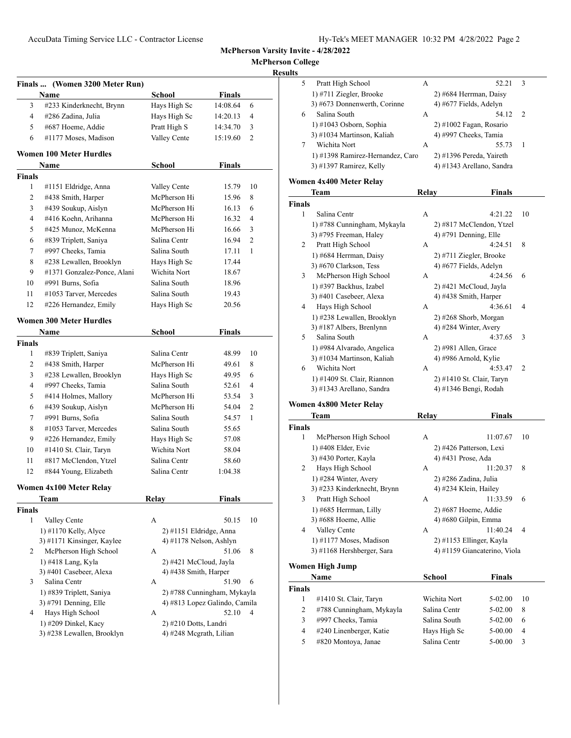# McPherson Varsity Invite - 4/28/2022

## McPherson College

### Results

#### Finals ... (Women 3200 Meter Run)

| | Name | School | Finals | |
|---|---|---|---|---|
| 3 | #233 Kinderknecht, Brynn | Hays High Sc | 14:08.64 | 6 |
| 4 | #286 Zadina, Julia | Hays High Sc | 14:20.13 | 4 |
| 5 | #687 Hoeme, Addie | Pratt High S | 14:34.70 | 3 |
| 6 | #1177 Moses, Madison | Valley Cente | 15:19.60 | 2 |

#### Women 100 Meter Hurdles

| | Name | School | Finals | |
|---|---|---|---|---|
| **Finals** | | | | |
| 1 | #1151 Eldridge, Anna | Valley Cente | 15.79 | 10 |
| 2 | #438 Smith, Harper | McPherson Hi | 15.96 | 8 |
| 3 | #439 Soukup, Aislyn | McPherson Hi | 16.13 | 6 |
| 4 | #416 Koehn, Arihanna | McPherson Hi | 16.32 | 4 |
| 5 | #425 Munoz, McKenna | McPherson Hi | 16.66 | 3 |
| 6 | #839 Triplett, Saniya | Salina Centr | 16.94 | 2 |
| 7 | #997 Cheeks, Tamia | Salina South | 17.11 | 1 |
| 8 | #238 Lewallen, Brooklyn | Hays High Sc | 17.44 | |
| 9 | #1371 Gonzalez-Ponce, Alani | Wichita Nort | 18.67 | |
| 10 | #991 Burns, Sofia | Salina South | 18.96 | |
| 11 | #1053 Tarver, Mercedes | Salina South | 19.43 | |
| 12 | #226 Hernandez, Emily | Hays High Sc | 20.56 | |

#### Women 300 Meter Hurdles

| | Name | School | Finals | |
|---|---|---|---|---|
| **Finals** | | | | |
| 1 | #839 Triplett, Saniya | Salina Centr | 48.99 | 10 |
| 2 | #438 Smith, Harper | McPherson Hi | 49.61 | 8 |
| 3 | #238 Lewallen, Brooklyn | Hays High Sc | 49.95 | 6 |
| 4 | #997 Cheeks, Tamia | Salina South | 52.61 | 4 |
| 5 | #414 Holmes, Mallory | McPherson Hi | 53.54 | 3 |
| 6 | #439 Soukup, Aislyn | McPherson Hi | 54.04 | 2 |
| 7 | #991 Burns, Sofia | Salina South | 54.57 | 1 |
| 8 | #1053 Tarver, Mercedes | Salina South | 55.65 | |
| 9 | #226 Hernandez, Emily | Hays High Sc | 57.08 | |
| 10 | #1410 St. Clair, Taryn | Wichita Nort | 58.04 | |
| 11 | #817 McClendon, Ytzel | Salina Centr | 58.60 | |
| 12 | #844 Young, Elizabeth | Salina Centr | 1:04.38 | |

#### Women 4x100 Meter Relay

| | Team | Relay | Finals | |
|---|---|---|---|---|
| **Finals** | | | | |
| 1 | Valley Cente | A | 50.15 | 10 |
| | 1) #1170 Kelly, Alyce | 2) #1151 Eldridge, Anna | | |
| | 3) #1171 Kinsinger, Kaylee | 4) #1178 Nelson, Ashlyn | | |
| 2 | McPherson High School | A | 51.06 | 8 |
| | 1) #418 Lang, Kyla | 2) #421 McCloud, Jayla | | |
| | 3) #401 Casebeer, Alexa | 4) #438 Smith, Harper | | |
| 3 | Salina Centr | A | 51.90 | 6 |
| | 1) #839 Triplett, Saniya | 2) #788 Cunningham, Mykayla | | |
| | 3) #791 Denning, Elle | 4) #813 Lopez Galindo, Camila | | |
| 4 | Hays High School | A | 52.10 | 4 |
| | 1) #209 Dinkel, Kacy | 2) #210 Dotts, Landri | | |
| | 3) #238 Lewallen, Brooklyn | 4) #248 Mcgrath, Lilian | | |
| 5 | Pratt High School | A | 52.21 | 3 |
| | 1) #711 Ziegler, Brooke | 2) #684 Herrman, Daisy | | |
| | 3) #673 Donnenwerth, Corinne | 4) #677 Fields, Adelyn | | |
| 6 | Salina South | A | 54.12 | 2 |
| | 1) #1043 Osborn, Sophia | 2) #1002 Fagan, Rosario | | |
| | 3) #1034 Martinson, Kaliah | 4) #997 Cheeks, Tamia | | |
| 7 | Wichita Nort | A | 55.73 | 1 |
| | 1) #1398 Ramirez-Hernandez, Caro | 2) #1396 Pereda, Yaireth | | |
| | 3) #1397 Ramirez, Kelly | 4) #1343 Arellano, Sandra | | |

#### Women 4x400 Meter Relay

| | Team | Relay | Finals | |
|---|---|---|---|---|
| **Finals** | | | | |
| 1 | Salina Centr | A | 4:21.22 | 10 |
| | 1) #788 Cunningham, Mykayla | 2) #817 McClendon, Ytzel | | |
| | 3) #795 Freeman, Haley | 4) #791 Denning, Elle | | |
| 2 | Pratt High School | A | 4:24.51 | 8 |
| | 1) #684 Herrman, Daisy | 2) #711 Ziegler, Brooke | | |
| | 3) #670 Clarkson, Tess | 4) #677 Fields, Adelyn | | |
| 3 | McPherson High School | A | 4:24.56 | 6 |
| | 1) #397 Backhus, Izabel | 2) #421 McCloud, Jayla | | |
| | 3) #401 Casebeer, Alexa | 4) #438 Smith, Harper | | |
| 4 | Hays High School | A | 4:36.61 | 4 |
| | 1) #238 Lewallen, Brooklyn | 2) #268 Shorb, Morgan | | |
| | 3) #187 Albers, Brenlynn | 4) #284 Winter, Avery | | |
| 5 | Salina South | A | 4:37.65 | 3 |
| | 1) #984 Alvarado, Angelica | 2) #981 Allen, Grace | | |
| | 3) #1034 Martinson, Kaliah | 4) #986 Arnold, Kylie | | |
| 6 | Wichita Nort | A | 4:53.47 | 2 |
| | 1) #1409 St. Clair, Riannon | 2) #1410 St. Clair, Taryn | | |
| | 3) #1343 Arellano, Sandra | 4) #1346 Bengi, Rodah | | |

#### Women 4x800 Meter Relay

| | Team | Relay | Finals | |
|---|---|---|---|---|
| **Finals** | | | | |
| 1 | McPherson High School | A | 11:07.67 | 10 |
| | 1) #408 Elder, Evie | 2) #426 Patterson, Lexi | | |
| | 3) #430 Porter, Kayla | 4) #431 Prose, Ada | | |
| 2 | Hays High School | A | 11:20.37 | 8 |
| | 1) #284 Winter, Avery | 2) #286 Zadina, Julia | | |
| | 3) #233 Kinderknecht, Brynn | 4) #234 Klein, Hailey | | |
| 3 | Pratt High School | A | 11:33.59 | 6 |
| | 1) #685 Herrman, Lilly | 2) #687 Hoeme, Addie | | |
| | 3) #688 Hoeme, Allie | 4) #680 Gilpin, Emma | | |
| 4 | Valley Cente | A | 11:40.24 | 4 |
| | 1) #1177 Moses, Madison | 2) #1153 Ellinger, Kayla | | |
| | 3) #1168 Hershberger, Sara | 4) #1159 Giancaterino, Viola | | |

#### Women High Jump

| | Name | School | Finals | |
|---|---|---|---|---|
| **Finals** | | | | |
| 1 | #1410 St. Clair, Taryn | Wichita Nort | 5-02.00 | 10 |
| 2 | #788 Cunningham, Mykayla | Salina Centr | 5-02.00 | 8 |
| 3 | #997 Cheeks, Tamia | Salina South | 5-02.00 | 6 |
| 4 | #240 Linenberger, Katie | Hays High Sc | 5-00.00 | 4 |
| 5 | #820 Montoya, Janae | Salina Centr | 5-00.00 | 3 |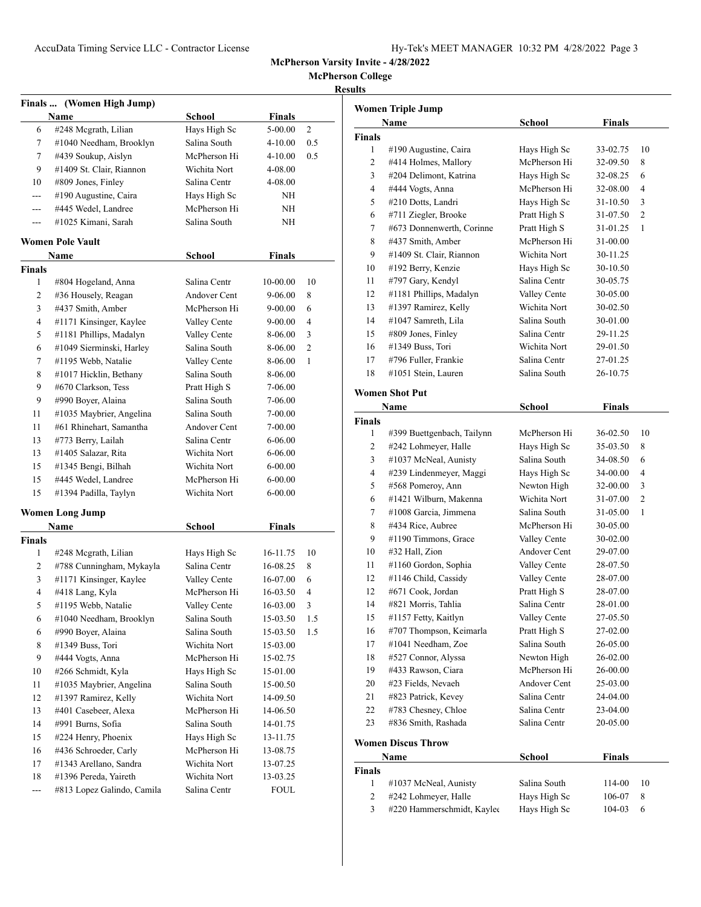McPherson Varsity Invite - 4/28/2022

McPherson College

Results

### Finals ... (Women High Jump)

| | Name | School | Finals | |
|---|---|---|---|---|
| 6 | #248 Mcgrath, Lilian | Hays High Sc | 5-00.00 | 2 |
| 7 | #1040 Needham, Brooklyn | Salina South | 4-10.00 | 0.5 |
| 7 | #439 Soukup, Aislyn | McPherson Hi | 4-10.00 | 0.5 |
| 9 | #1409 St. Clair, Riannon | Wichita Nort | 4-08.00 | |
| 10 | #809 Jones, Finley | Salina Centr | 4-08.00 | |
| --- | #190 Augustine, Caira | Hays High Sc | NH | |
| --- | #445 Wedel, Landree | McPherson Hi | NH | |
| --- | #1025 Kimani, Sarah | Salina South | NH | |

### Women Pole Vault

| | Name | School | Finals | |
|---|---|---|---|---|
| **Finals** | | | | |
| 1 | #804 Hogeland, Anna | Salina Centr | 10-00.00 | 10 |
| 2 | #36 Housely, Reagan | Andover Cent | 9-06.00 | 8 |
| 3 | #437 Smith, Amber | McPherson Hi | 9-00.00 | 6 |
| 4 | #1171 Kinsinger, Kaylee | Valley Cente | 9-00.00 | 4 |
| 5 | #1181 Phillips, Madalyn | Valley Cente | 8-06.00 | 3 |
| 6 | #1049 Sierminski, Harley | Salina South | 8-06.00 | 2 |
| 7 | #1195 Webb, Natalie | Valley Cente | 8-06.00 | 1 |
| 8 | #1017 Hicklin, Bethany | Salina South | 8-06.00 | |
| 9 | #670 Clarkson, Tess | Pratt High S | 7-06.00 | |
| 9 | #990 Boyer, Alaina | Salina South | 7-06.00 | |
| 11 | #1035 Maybrier, Angelina | Salina South | 7-00.00 | |
| 11 | #61 Rhinehart, Samantha | Andover Cent | 7-00.00 | |
| 13 | #773 Berry, Lailah | Salina Centr | 6-06.00 | |
| 13 | #1405 Salazar, Rita | Wichita Nort | 6-06.00 | |
| 15 | #1345 Bengi, Bilhah | Wichita Nort | 6-00.00 | |
| 15 | #445 Wedel, Landree | McPherson Hi | 6-00.00 | |
| 15 | #1394 Padilla, Taylyn | Wichita Nort | 6-00.00 | |

### Women Long Jump

| | Name | School | Finals | |
|---|---|---|---|---|
| **Finals** | | | | |
| 1 | #248 Mcgrath, Lilian | Hays High Sc | 16-11.75 | 10 |
| 2 | #788 Cunningham, Mykayla | Salina Centr | 16-08.25 | 8 |
| 3 | #1171 Kinsinger, Kaylee | Valley Cente | 16-07.00 | 6 |
| 4 | #418 Lang, Kyla | McPherson Hi | 16-03.50 | 4 |
| 5 | #1195 Webb, Natalie | Valley Cente | 16-03.00 | 3 |
| 6 | #1040 Needham, Brooklyn | Salina South | 15-03.50 | 1.5 |
| 6 | #990 Boyer, Alaina | Salina South | 15-03.50 | 1.5 |
| 8 | #1349 Buss, Tori | Wichita Nort | 15-03.00 | |
| 9 | #444 Vogts, Anna | McPherson Hi | 15-02.75 | |
| 10 | #266 Schmidt, Kyla | Hays High Sc | 15-01.00 | |
| 11 | #1035 Maybrier, Angelina | Salina South | 15-00.50 | |
| 12 | #1397 Ramirez, Kelly | Wichita Nort | 14-09.50 | |
| 13 | #401 Casebeer, Alexa | McPherson Hi | 14-06.50 | |
| 14 | #991 Burns, Sofia | Salina South | 14-01.75 | |
| 15 | #224 Henry, Phoenix | Hays High Sc | 13-11.75 | |
| 16 | #436 Schroeder, Carly | McPherson Hi | 13-08.75 | |
| 17 | #1343 Arellano, Sandra | Wichita Nort | 13-07.25 | |
| 18 | #1396 Pereda, Yaireth | Wichita Nort | 13-03.25 | |
| --- | #813 Lopez Galindo, Camila | Salina Centr | FOUL | |

### Women Triple Jump

| | Name | School | Finals | |
|---|---|---|---|---|
| **Finals** | | | | |
| 1 | #190 Augustine, Caira | Hays High Sc | 33-02.75 | 10 |
| 2 | #414 Holmes, Mallory | McPherson Hi | 32-09.50 | 8 |
| 3 | #204 Delimont, Katrina | Hays High Sc | 32-08.25 | 6 |
| 4 | #444 Vogts, Anna | McPherson Hi | 32-08.00 | 4 |
| 5 | #210 Dotts, Landri | Hays High Sc | 31-10.50 | 3 |
| 6 | #711 Ziegler, Brooke | Pratt High S | 31-07.50 | 2 |
| 7 | #673 Donnenwerth, Corinne | Pratt High S | 31-01.25 | 1 |
| 8 | #437 Smith, Amber | McPherson Hi | 31-00.00 | |
| 9 | #1409 St. Clair, Riannon | Wichita Nort | 30-11.25 | |
| 10 | #192 Berry, Kenzie | Hays High Sc | 30-10.50 | |
| 11 | #797 Gary, Kendyl | Salina Centr | 30-05.75 | |
| 12 | #1181 Phillips, Madalyn | Valley Cente | 30-05.00 | |
| 13 | #1397 Ramirez, Kelly | Wichita Nort | 30-02.50 | |
| 14 | #1047 Samreth, Lila | Salina South | 30-01.00 | |
| 15 | #809 Jones, Finley | Salina Centr | 29-11.25 | |
| 16 | #1349 Buss, Tori | Wichita Nort | 29-01.50 | |
| 17 | #796 Fuller, Frankie | Salina Centr | 27-01.25 | |
| 18 | #1051 Stein, Lauren | Salina South | 26-10.75 | |

### Women Shot Put

| | Name | School | Finals | |
|---|---|---|---|---|
| **Finals** | | | | |
| 1 | #399 Buettgenbach, Tailynn | McPherson Hi | 36-02.50 | 10 |
| 2 | #242 Lohmeyer, Halle | Hays High Sc | 35-03.50 | 8 |
| 3 | #1037 McNeal, Aunisty | Salina South | 34-08.50 | 6 |
| 4 | #239 Lindenmeyer, Maggi | Hays High Sc | 34-00.00 | 4 |
| 5 | #568 Pomeroy, Ann | Newton High | 32-00.00 | 3 |
| 6 | #1421 Wilburn, Makenna | Wichita Nort | 31-07.00 | 2 |
| 7 | #1008 Garcia, Jimmena | Salina South | 31-05.00 | 1 |
| 8 | #434 Rice, Aubree | McPherson Hi | 30-05.00 | |
| 9 | #1190 Timmons, Grace | Valley Cente | 30-02.00 | |
| 10 | #32 Hall, Zion | Andover Cent | 29-07.00 | |
| 11 | #1160 Gordon, Sophia | Valley Cente | 28-07.50 | |
| 12 | #1146 Child, Cassidy | Valley Cente | 28-07.00 | |
| 12 | #671 Cook, Jordan | Pratt High S | 28-07.00 | |
| 14 | #821 Morris, Tahlia | Salina Centr | 28-01.00 | |
| 15 | #1157 Fetty, Kaitlyn | Valley Cente | 27-05.50 | |
| 16 | #707 Thompson, Keimarla | Pratt High S | 27-02.00 | |
| 17 | #1041 Needham, Zoe | Salina South | 26-05.00 | |
| 18 | #527 Connor, Alyssa | Newton High | 26-02.00 | |
| 19 | #433 Rawson, Ciara | McPherson Hi | 26-00.00 | |
| 20 | #23 Fields, Nevaeh | Andover Cent | 25-03.00 | |
| 21 | #823 Patrick, Kevey | Salina Centr | 24-04.00 | |
| 22 | #783 Chesney, Chloe | Salina Centr | 23-04.00 | |
| 23 | #836 Smith, Rashada | Salina Centr | 20-05.00 | |

### Women Discus Throw

| | Name | School | Finals | |
|---|---|---|---|---|
| **Finals** | | | | |
| 1 | #1037 McNeal, Aunisty | Salina South | 114-00 | 10 |
| 2 | #242 Lohmeyer, Halle | Hays High Sc | 106-07 | 8 |
| 3 | #220 Hammerschmidt, Kaylee | Hays High Sc | 104-03 | 6 |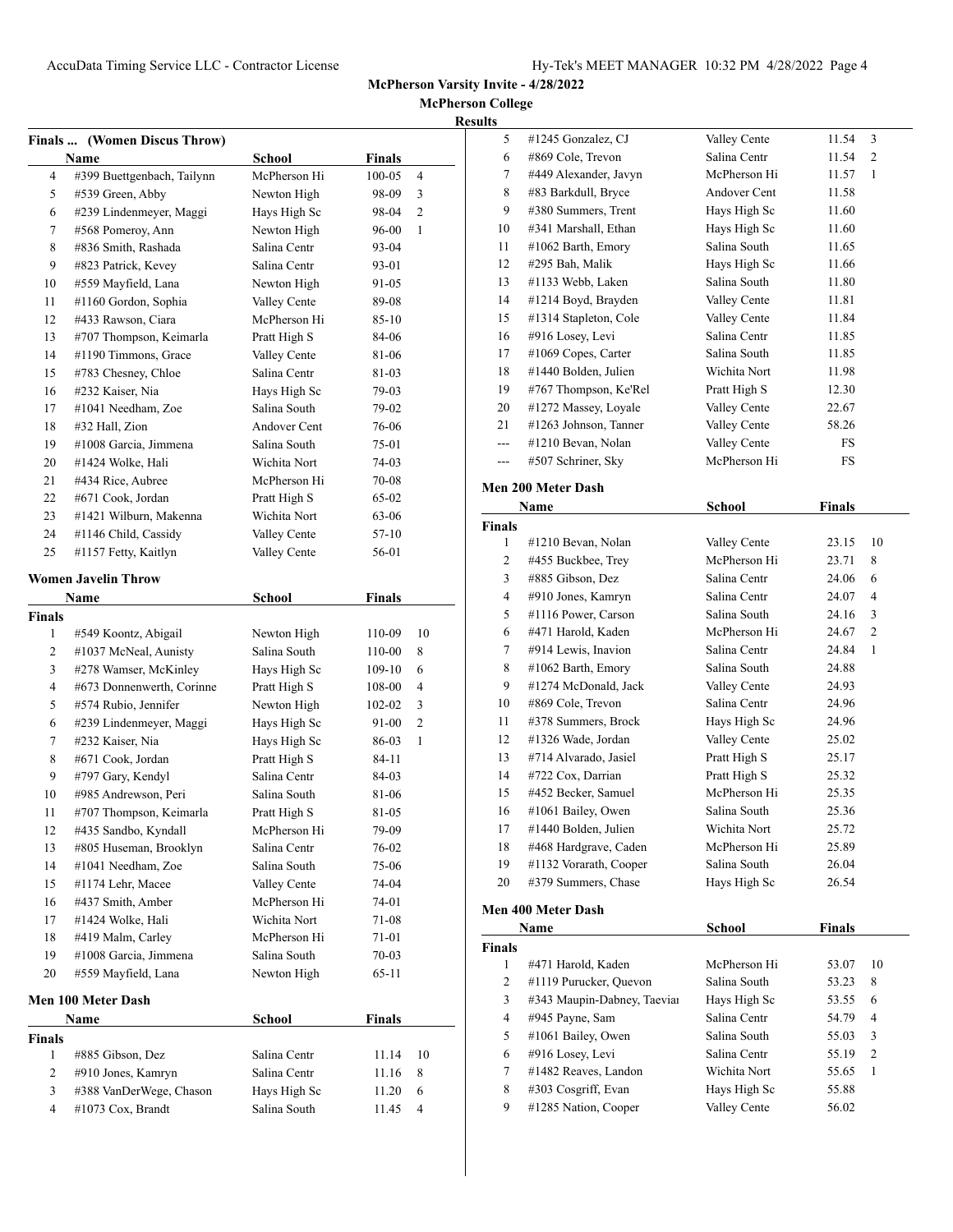McPherson Varsity Invite - 4/28/2022

McPherson College

Results

### Finals ... (Women Discus Throw)

| | Name | School | Finals | |
|---|---|---|---|---|
| 4 | #399 Buettgenbach, Tailynn | McPherson Hi | 100-05 | 4 |
| 5 | #539 Green, Abby | Newton High | 98-09 | 3 |
| 6 | #239 Lindenmeyer, Maggi | Hays High Sc | 98-04 | 2 |
| 7 | #568 Pomeroy, Ann | Newton High | 96-00 | 1 |
| 8 | #836 Smith, Rashada | Salina Centr | 93-04 | |
| 9 | #823 Patrick, Kevey | Salina Centr | 93-01 | |
| 10 | #559 Mayfield, Lana | Newton High | 91-05 | |
| 11 | #1160 Gordon, Sophia | Valley Cente | 89-08 | |
| 12 | #433 Rawson, Ciara | McPherson Hi | 85-10 | |
| 13 | #707 Thompson, Keimarla | Pratt High S | 84-06 | |
| 14 | #1190 Timmons, Grace | Valley Cente | 81-06 | |
| 15 | #783 Chesney, Chloe | Salina Centr | 81-03 | |
| 16 | #232 Kaiser, Nia | Hays High Sc | 79-03 | |
| 17 | #1041 Needham, Zoe | Salina South | 79-02 | |
| 18 | #32 Hall, Zion | Andover Cent | 76-06 | |
| 19 | #1008 Garcia, Jimmena | Salina South | 75-01 | |
| 20 | #1424 Wolke, Hali | Wichita Nort | 74-03 | |
| 21 | #434 Rice, Aubree | McPherson Hi | 70-08 | |
| 22 | #671 Cook, Jordan | Pratt High S | 65-02 | |
| 23 | #1421 Wilburn, Makenna | Wichita Nort | 63-06 | |
| 24 | #1146 Child, Cassidy | Valley Cente | 57-10 | |
| 25 | #1157 Fetty, Kaitlyn | Valley Cente | 56-01 | |

### Women Javelin Throw

| | Name | School | Finals | |
|---|---|---|---|---|
| **Finals** | | | | |
| 1 | #549 Koontz, Abigail | Newton High | 110-09 | 10 |
| 2 | #1037 McNeal, Aunisty | Salina South | 110-00 | 8 |
| 3 | #278 Wamser, McKinley | Hays High Sc | 109-10 | 6 |
| 4 | #673 Donnenwerth, Corinne | Pratt High S | 108-00 | 4 |
| 5 | #574 Rubio, Jennifer | Newton High | 102-02 | 3 |
| 6 | #239 Lindenmeyer, Maggi | Hays High Sc | 91-00 | 2 |
| 7 | #232 Kaiser, Nia | Hays High Sc | 86-03 | 1 |
| 8 | #671 Cook, Jordan | Pratt High S | 84-11 | |
| 9 | #797 Gary, Kendyl | Salina Centr | 84-03 | |
| 10 | #985 Andrewson, Peri | Salina South | 81-06 | |
| 11 | #707 Thompson, Keimarla | Pratt High S | 81-05 | |
| 12 | #435 Sandbo, Kyndall | McPherson Hi | 79-09 | |
| 13 | #805 Huseman, Brooklyn | Salina Centr | 76-02 | |
| 14 | #1041 Needham, Zoe | Salina South | 75-06 | |
| 15 | #1174 Lehr, Macee | Valley Cente | 74-04 | |
| 16 | #437 Smith, Amber | McPherson Hi | 74-01 | |
| 17 | #1424 Wolke, Hali | Wichita Nort | 71-08 | |
| 18 | #419 Malm, Carley | McPherson Hi | 71-01 | |
| 19 | #1008 Garcia, Jimmena | Salina South | 70-03 | |
| 20 | #559 Mayfield, Lana | Newton High | 65-11 | |

### Men 100 Meter Dash

| | Name | School | Finals | |
|---|---|---|---|---|
| **Finals** | | | | |
| 1 | #885 Gibson, Dez | Salina Centr | 11.14 | 10 |
| 2 | #910 Jones, Kamryn | Salina Centr | 11.16 | 8 |
| 3 | #388 VanDerWege, Chason | Hays High Sc | 11.20 | 6 |
| 4 | #1073 Cox, Brandt | Salina South | 11.45 | 4 |
| 5 | #1245 Gonzalez, CJ | Valley Cente | 11.54 | 3 |
| 6 | #869 Cole, Trevon | Salina Centr | 11.54 | 2 |
| 7 | #449 Alexander, Javyn | McPherson Hi | 11.57 | 1 |
| 8 | #83 Barkdull, Bryce | Andover Cent | 11.58 | |
| 9 | #380 Summers, Trent | Hays High Sc | 11.60 | |
| 10 | #341 Marshall, Ethan | Hays High Sc | 11.60 | |
| 11 | #1062 Barth, Emory | Salina South | 11.65 | |
| 12 | #295 Bah, Malik | Hays High Sc | 11.66 | |
| 13 | #1133 Webb, Laken | Salina South | 11.80 | |
| 14 | #1214 Boyd, Brayden | Valley Cente | 11.81 | |
| 15 | #1314 Stapleton, Cole | Valley Cente | 11.84 | |
| 16 | #916 Losey, Levi | Salina Centr | 11.85 | |
| 17 | #1069 Copes, Carter | Salina South | 11.85 | |
| 18 | #1440 Bolden, Julien | Wichita Nort | 11.98 | |
| 19 | #767 Thompson, Ke'Rel | Pratt High S | 12.30 | |
| 20 | #1272 Massey, Loyale | Valley Cente | 22.67 | |
| 21 | #1263 Johnson, Tanner | Valley Cente | 58.26 | |
| --- | #1210 Bevan, Nolan | Valley Cente | FS | |
| --- | #507 Schriner, Sky | McPherson Hi | FS | |

### Men 200 Meter Dash

| | Name | School | Finals | |
|---|---|---|---|---|
| **Finals** | | | | |
| 1 | #1210 Bevan, Nolan | Valley Cente | 23.15 | 10 |
| 2 | #455 Buckbee, Trey | McPherson Hi | 23.71 | 8 |
| 3 | #885 Gibson, Dez | Salina Centr | 24.06 | 6 |
| 4 | #910 Jones, Kamryn | Salina Centr | 24.07 | 4 |
| 5 | #1116 Power, Carson | Salina South | 24.16 | 3 |
| 6 | #471 Harold, Kaden | McPherson Hi | 24.67 | 2 |
| 7 | #914 Lewis, Inavion | Salina Centr | 24.84 | 1 |
| 8 | #1062 Barth, Emory | Salina South | 24.88 | |
| 9 | #1274 McDonald, Jack | Valley Cente | 24.93 | |
| 10 | #869 Cole, Trevon | Salina Centr | 24.96 | |
| 11 | #378 Summers, Brock | Hays High Sc | 24.96 | |
| 12 | #1326 Wade, Jordan | Valley Cente | 25.02 | |
| 13 | #714 Alvarado, Jasiel | Pratt High S | 25.17 | |
| 14 | #722 Cox, Darrian | Pratt High S | 25.32 | |
| 15 | #452 Becker, Samuel | McPherson Hi | 25.35 | |
| 16 | #1061 Bailey, Owen | Salina South | 25.36 | |
| 17 | #1440 Bolden, Julien | Wichita Nort | 25.72 | |
| 18 | #468 Hardgrave, Caden | McPherson Hi | 25.89 | |
| 19 | #1132 Vorarath, Cooper | Salina South | 26.04 | |
| 20 | #379 Summers, Chase | Hays High Sc | 26.54 | |

### Men 400 Meter Dash

| | Name | School | Finals | |
|---|---|---|---|---|
| **Finals** | | | | |
| 1 | #471 Harold, Kaden | McPherson Hi | 53.07 | 10 |
| 2 | #1119 Purucker, Quevon | Salina South | 53.23 | 8 |
| 3 | #343 Maupin-Dabney, Taeviar | Hays High Sc | 53.55 | 6 |
| 4 | #945 Payne, Sam | Salina Centr | 54.79 | 4 |
| 5 | #1061 Bailey, Owen | Salina South | 55.03 | 3 |
| 6 | #916 Losey, Levi | Salina Centr | 55.19 | 2 |
| 7 | #1482 Reaves, Landon | Wichita Nort | 55.65 | 1 |
| 8 | #303 Cosgriff, Evan | Hays High Sc | 55.88 | |
| 9 | #1285 Nation, Cooper | Valley Cente | 56.02 | |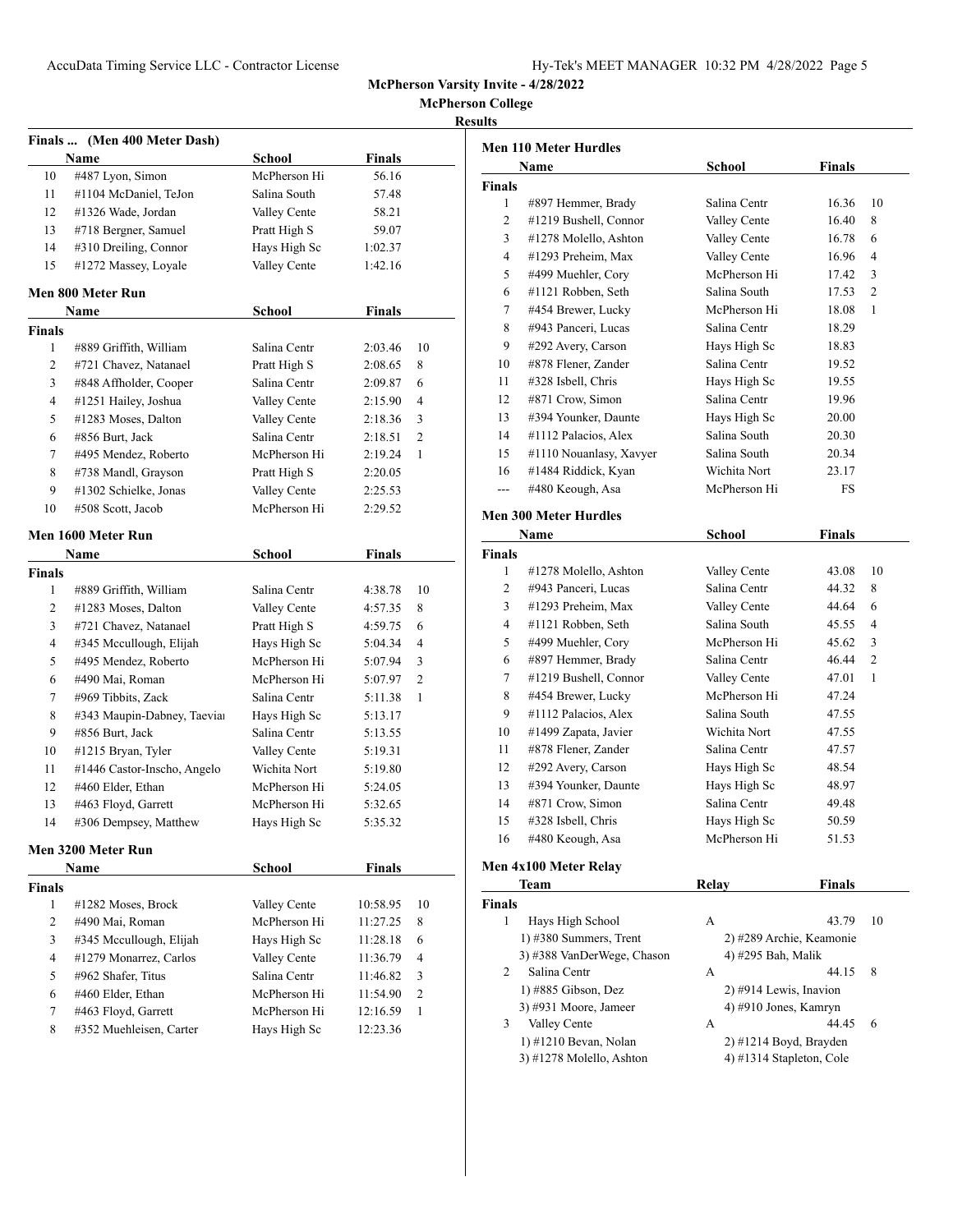**McPherson Varsity Invite - 4/28/2022**
**McPherson College**
**Results**

### Finals ... (Men 400 Meter Dash)

| | Name | School | Finals | |
|---|---|---|---|---|
| 10 | #487 Lyon, Simon | McPherson Hi | 56.16 | |
| 11 | #1104 McDaniel, TeJon | Salina South | 57.48 | |
| 12 | #1326 Wade, Jordan | Valley Cente | 58.21 | |
| 13 | #718 Bergner, Samuel | Pratt High S | 59.07 | |
| 14 | #310 Dreiling, Connor | Hays High Sc | 1:02.37 | |
| 15 | #1272 Massey, Loyale | Valley Cente | 1:42.16 | |

### Men 800 Meter Run

| | Name | School | Finals | |
|---|---|---|---|---|
| **Finals** | | | | |
| 1 | #889 Griffith, William | Salina Centr | 2:03.46 | 10 |
| 2 | #721 Chavez, Natanael | Pratt High S | 2:08.65 | 8 |
| 3 | #848 Affholder, Cooper | Salina Centr | 2:09.87 | 6 |
| 4 | #1251 Hailey, Joshua | Valley Cente | 2:15.90 | 4 |
| 5 | #1283 Moses, Dalton | Valley Cente | 2:18.36 | 3 |
| 6 | #856 Burt, Jack | Salina Centr | 2:18.51 | 2 |
| 7 | #495 Mendez, Roberto | McPherson Hi | 2:19.24 | 1 |
| 8 | #738 Mandl, Grayson | Pratt High S | 2:20.05 | |
| 9 | #1302 Schielke, Jonas | Valley Cente | 2:25.53 | |
| 10 | #508 Scott, Jacob | McPherson Hi | 2:29.52 | |

### Men 1600 Meter Run

| | Name | School | Finals | |
|---|---|---|---|---|
| **Finals** | | | | |
| 1 | #889 Griffith, William | Salina Centr | 4:38.78 | 10 |
| 2 | #1283 Moses, Dalton | Valley Cente | 4:57.35 | 8 |
| 3 | #721 Chavez, Natanael | Pratt High S | 4:59.75 | 6 |
| 4 | #345 Mccullough, Elijah | Hays High Sc | 5:04.34 | 4 |
| 5 | #495 Mendez, Roberto | McPherson Hi | 5:07.94 | 3 |
| 6 | #490 Mai, Roman | McPherson Hi | 5:07.97 | 2 |
| 7 | #969 Tibbits, Zack | Salina Centr | 5:11.38 | 1 |
| 8 | #343 Maupin-Dabney, Taeviar | Hays High Sc | 5:13.17 | |
| 9 | #856 Burt, Jack | Salina Centr | 5:13.55 | |
| 10 | #1215 Bryan, Tyler | Valley Cente | 5:19.31 | |
| 11 | #1446 Castor-Inscho, Angelo | Wichita Nort | 5:19.80 | |
| 12 | #460 Elder, Ethan | McPherson Hi | 5:24.05 | |
| 13 | #463 Floyd, Garrett | McPherson Hi | 5:32.65 | |
| 14 | #306 Dempsey, Matthew | Hays High Sc | 5:35.32 | |

### Men 3200 Meter Run

| | Name | School | Finals | |
|---|---|---|---|---|
| **Finals** | | | | |
| 1 | #1282 Moses, Brock | Valley Cente | 10:58.95 | 10 |
| 2 | #490 Mai, Roman | McPherson Hi | 11:27.25 | 8 |
| 3 | #345 Mccullough, Elijah | Hays High Sc | 11:28.18 | 6 |
| 4 | #1279 Monarrez, Carlos | Valley Cente | 11:36.79 | 4 |
| 5 | #962 Shafer, Titus | Salina Centr | 11:46.82 | 3 |
| 6 | #460 Elder, Ethan | McPherson Hi | 11:54.90 | 2 |
| 7 | #463 Floyd, Garrett | McPherson Hi | 12:16.59 | 1 |
| 8 | #352 Muehleisen, Carter | Hays High Sc | 12:23.36 | |

### Men 110 Meter Hurdles

| | Name | School | Finals | |
|---|---|---|---|---|
| **Finals** | | | | |
| 1 | #897 Hemmer, Brady | Salina Centr | 16.36 | 10 |
| 2 | #1219 Bushell, Connor | Valley Cente | 16.40 | 8 |
| 3 | #1278 Molello, Ashton | Valley Cente | 16.78 | 6 |
| 4 | #1293 Preheim, Max | Valley Cente | 16.96 | 4 |
| 5 | #499 Muehler, Cory | McPherson Hi | 17.42 | 3 |
| 6 | #1121 Robben, Seth | Salina South | 17.53 | 2 |
| 7 | #454 Brewer, Lucky | McPherson Hi | 18.08 | 1 |
| 8 | #943 Panceri, Lucas | Salina Centr | 18.29 | |
| 9 | #292 Avery, Carson | Hays High Sc | 18.83 | |
| 10 | #878 Flener, Zander | Salina Centr | 19.52 | |
| 11 | #328 Isbell, Chris | Hays High Sc | 19.55 | |
| 12 | #871 Crow, Simon | Salina Centr | 19.96 | |
| 13 | #394 Younker, Daunte | Hays High Sc | 20.00 | |
| 14 | #1112 Palacios, Alex | Salina South | 20.30 | |
| 15 | #1110 Nouanlasy, Xavyer | Salina South | 20.34 | |
| 16 | #1484 Riddick, Kyan | Wichita Nort | 23.17 | |
| --- | #480 Keough, Asa | McPherson Hi | FS | |

### Men 300 Meter Hurdles

| | Name | School | Finals | |
|---|---|---|---|---|
| **Finals** | | | | |
| 1 | #1278 Molello, Ashton | Valley Cente | 43.08 | 10 |
| 2 | #943 Panceri, Lucas | Salina Centr | 44.32 | 8 |
| 3 | #1293 Preheim, Max | Valley Cente | 44.64 | 6 |
| 4 | #1121 Robben, Seth | Salina South | 45.55 | 4 |
| 5 | #499 Muehler, Cory | McPherson Hi | 45.62 | 3 |
| 6 | #897 Hemmer, Brady | Salina Centr | 46.44 | 2 |
| 7 | #1219 Bushell, Connor | Valley Cente | 47.01 | 1 |
| 8 | #454 Brewer, Lucky | McPherson Hi | 47.24 | |
| 9 | #1112 Palacios, Alex | Salina South | 47.55 | |
| 10 | #1499 Zapata, Javier | Wichita Nort | 47.55 | |
| 11 | #878 Flener, Zander | Salina Centr | 47.57 | |
| 12 | #292 Avery, Carson | Hays High Sc | 48.54 | |
| 13 | #394 Younker, Daunte | Hays High Sc | 48.97 | |
| 14 | #871 Crow, Simon | Salina Centr | 49.48 | |
| 15 | #328 Isbell, Chris | Hays High Sc | 50.59 | |
| 16 | #480 Keough, Asa | McPherson Hi | 51.53 | |

### Men 4x100 Meter Relay

| | Team | Relay | Finals | |
|---|---|---|---|---|
| **Finals** | | | | |
| 1 | Hays High School | A | 43.79 | 10 |
| | 1) #380 Summers, Trent | 2) #289 Archie, Keamonie | | |
| | 3) #388 VanDerWege, Chason | 4) #295 Bah, Malik | | |
| 2 | Salina Centr | A | 44.15 | 8 |
| | 1) #885 Gibson, Dez | 2) #914 Lewis, Inavion | | |
| | 3) #931 Moore, Jameer | 4) #910 Jones, Kamryn | | |
| 3 | Valley Cente | A | 44.45 | 6 |
| | 1) #1210 Bevan, Nolan | 2) #1214 Boyd, Brayden | | |
| | 3) #1278 Molello, Ashton | 4) #1314 Stapleton, Cole | | |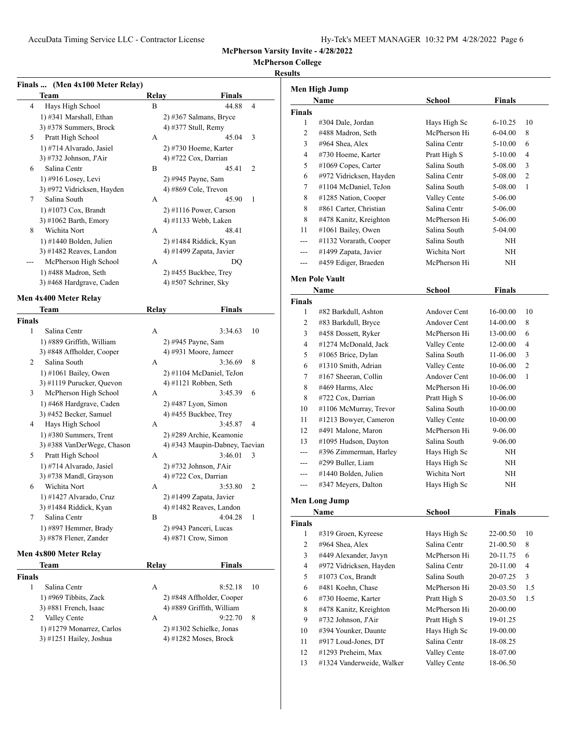McPherson Varsity Invite - 4/28/2022

McPherson College

Results

### Finals ... (Men 4x100 Meter Relay)

| | Team | Relay | Finals | |
|---|---|---|---|---|
| 4 | Hays High School | B | 44.88 | 4 |
| | 1) #341 Marshall, Ethan | 2) #367 Salmans, Bryce | | |
| | 3) #378 Summers, Brock | 4) #377 Stull, Remy | | |
| 5 | Pratt High School | A | 45.04 | 3 |
| | 1) #714 Alvarado, Jasiel | 2) #730 Hoeme, Karter | | |
| | 3) #732 Johnson, J'Air | 4) #722 Cox, Darrian | | |
| 6 | Salina Centr | B | 45.41 | 2 |
| | 1) #916 Losey, Levi | 2) #945 Payne, Sam | | |
| | 3) #972 Vidricksen, Hayden | 4) #869 Cole, Trevon | | |
| 7 | Salina South | A | 45.90 | 1 |
| | 1) #1073 Cox, Brandt | 2) #1116 Power, Carson | | |
| | 3) #1062 Barth, Emory | 4) #1133 Webb, Laken | | |
| 8 | Wichita Nort | A | 48.41 | |
| | 1) #1440 Bolden, Julien | 2) #1484 Riddick, Kyan | | |
| | 3) #1482 Reaves, Landon | 4) #1499 Zapata, Javier | | |
| --- | McPherson High School | A | DQ | |
| | 1) #488 Madron, Seth | 2) #455 Buckbee, Trey | | |
| | 3) #468 Hardgrave, Caden | 4) #507 Schriner, Sky | | |

### Men 4x400 Meter Relay

| | Team | Relay | Finals | |
|---|---|---|---|---|
| **Finals** | | | | |
| 1 | Salina Centr | A | 3:34.63 | 10 |
| | 1) #889 Griffith, William | 2) #945 Payne, Sam | | |
| | 3) #848 Affholder, Cooper | 4) #931 Moore, Jameer | | |
| 2 | Salina South | A | 3:36.69 | 8 |
| | 1) #1061 Bailey, Owen | 2) #1104 McDaniel, TeJon | | |
| | 3) #1119 Purucker, Quevon | 4) #1121 Robben, Seth | | |
| 3 | McPherson High School | A | 3:45.39 | 6 |
| | 1) #468 Hardgrave, Caden | 2) #487 Lyon, Simon | | |
| | 3) #452 Becker, Samuel | 4) #455 Buckbee, Trey | | |
| 4 | Hays High School | A | 3:45.87 | 4 |
| | 1) #380 Summers, Trent | 2) #289 Archie, Keamonie | | |
| | 3) #388 VanDerWege, Chason | 4) #343 Maupin-Dabney, Taevian | | |
| 5 | Pratt High School | A | 3:46.01 | 3 |
| | 1) #714 Alvarado, Jasiel | 2) #732 Johnson, J'Air | | |
| | 3) #738 Mandl, Grayson | 4) #722 Cox, Darrian | | |
| 6 | Wichita Nort | A | 3:53.80 | 2 |
| | 1) #1427 Alvarado, Cruz | 2) #1499 Zapata, Javier | | |
| | 3) #1484 Riddick, Kyan | 4) #1482 Reaves, Landon | | |
| 7 | Salina Centr | B | 4:04.28 | 1 |
| | 1) #897 Hemmer, Brady | 2) #943 Panceri, Lucas | | |
| | 3) #878 Flener, Zander | 4) #871 Crow, Simon | | |

### Men 4x800 Meter Relay

| | Team | Relay | Finals | |
|---|---|---|---|---|
| **Finals** | | | | |
| 1 | Salina Centr | A | 8:52.18 | 10 |
| | 1) #969 Tibbits, Zack | 2) #848 Affholder, Cooper | | |
| | 3) #881 French, Isaac | 4) #889 Griffith, William | | |
| 2 | Valley Cente | A | 9:22.70 | 8 |
| | 1) #1279 Monarrez, Carlos | 2) #1302 Schielke, Jonas | | |
| | 3) #1251 Hailey, Joshua | 4) #1282 Moses, Brock | | |

### Men High Jump

| | Name | School | Finals | |
|---|---|---|---|---|
| **Finals** | | | | |
| 1 | #304 Dale, Jordan | Hays High Sc | 6-10.25 | 10 |
| 2 | #488 Madron, Seth | McPherson Hi | 6-04.00 | 8 |
| 3 | #964 Shea, Alex | Salina Centr | 5-10.00 | 6 |
| 4 | #730 Hoeme, Karter | Pratt High S | 5-10.00 | 4 |
| 5 | #1069 Copes, Carter | Salina South | 5-08.00 | 3 |
| 6 | #972 Vidricksen, Hayden | Salina Centr | 5-08.00 | 2 |
| 7 | #1104 McDaniel, TeJon | Salina South | 5-08.00 | 1 |
| 8 | #1285 Nation, Cooper | Valley Cente | 5-06.00 | |
| 8 | #861 Carter, Christian | Salina Centr | 5-06.00 | |
| 8 | #478 Kanitz, Kreighton | McPherson Hi | 5-06.00 | |
| 11 | #1061 Bailey, Owen | Salina South | 5-04.00 | |
| --- | #1132 Vorarath, Cooper | Salina South | NH | |
| --- | #1499 Zapata, Javier | Wichita Nort | NH | |
| --- | #459 Ediger, Braeden | McPherson Hi | NH | |

### Men Pole Vault

| | Name | School | Finals | |
|---|---|---|---|---|
| **Finals** | | | | |
| 1 | #82 Barkdull, Ashton | Andover Cent | 16-00.00 | 10 |
| 2 | #83 Barkdull, Bryce | Andover Cent | 14-00.00 | 8 |
| 3 | #458 Dossett, Ryker | McPherson Hi | 13-00.00 | 6 |
| 4 | #1274 McDonald, Jack | Valley Cente | 12-00.00 | 4 |
| 5 | #1065 Brice, Dylan | Salina South | 11-06.00 | 3 |
| 6 | #1310 Smith, Adrian | Valley Cente | 10-06.00 | 2 |
| 7 | #167 Sheeran, Collin | Andover Cent | 10-06.00 | 1 |
| 8 | #469 Harms, Alec | McPherson Hi | 10-06.00 | |
| 8 | #722 Cox, Darrian | Pratt High S | 10-06.00 | |
| 10 | #1106 McMurray, Trevor | Salina South | 10-00.00 | |
| 11 | #1213 Bowyer, Cameron | Valley Cente | 10-00.00 | |
| 12 | #491 Malone, Maron | McPherson Hi | 9-06.00 | |
| 13 | #1095 Hudson, Dayton | Salina South | 9-06.00 | |
| --- | #396 Zimmerman, Harley | Hays High Sc | NH | |
| --- | #299 Buller, Liam | Hays High Sc | NH | |
| --- | #1440 Bolden, Julien | Wichita Nort | NH | |
| --- | #347 Meyers, Dalton | Hays High Sc | NH | |

### Men Long Jump

| | Name | School | Finals | |
|---|---|---|---|---|
| **Finals** | | | | |
| 1 | #319 Groen, Kyreese | Hays High Sc | 22-00.50 | 10 |
| 2 | #964 Shea, Alex | Salina Centr | 21-00.50 | 8 |
| 3 | #449 Alexander, Javyn | McPherson Hi | 20-11.75 | 6 |
| 4 | #972 Vidricksen, Hayden | Salina Centr | 20-11.00 | 4 |
| 5 | #1073 Cox, Brandt | Salina South | 20-07.25 | 3 |
| 6 | #481 Koehn, Chase | McPherson Hi | 20-03.50 | 1.5 |
| 6 | #730 Hoeme, Karter | Pratt High S | 20-03.50 | 1.5 |
| 8 | #478 Kanitz, Kreighton | McPherson Hi | 20-00.00 | |
| 9 | #732 Johnson, J'Air | Pratt High S | 19-01.25 | |
| 10 | #394 Younker, Daunte | Hays High Sc | 19-00.00 | |
| 11 | #917 Loud-Jones, DT | Salina Centr | 18-08.25 | |
| 12 | #1293 Preheim, Max | Valley Cente | 18-07.00 | |
| 13 | #1324 Vanderweide, Walker | Valley Cente | 18-06.50 | |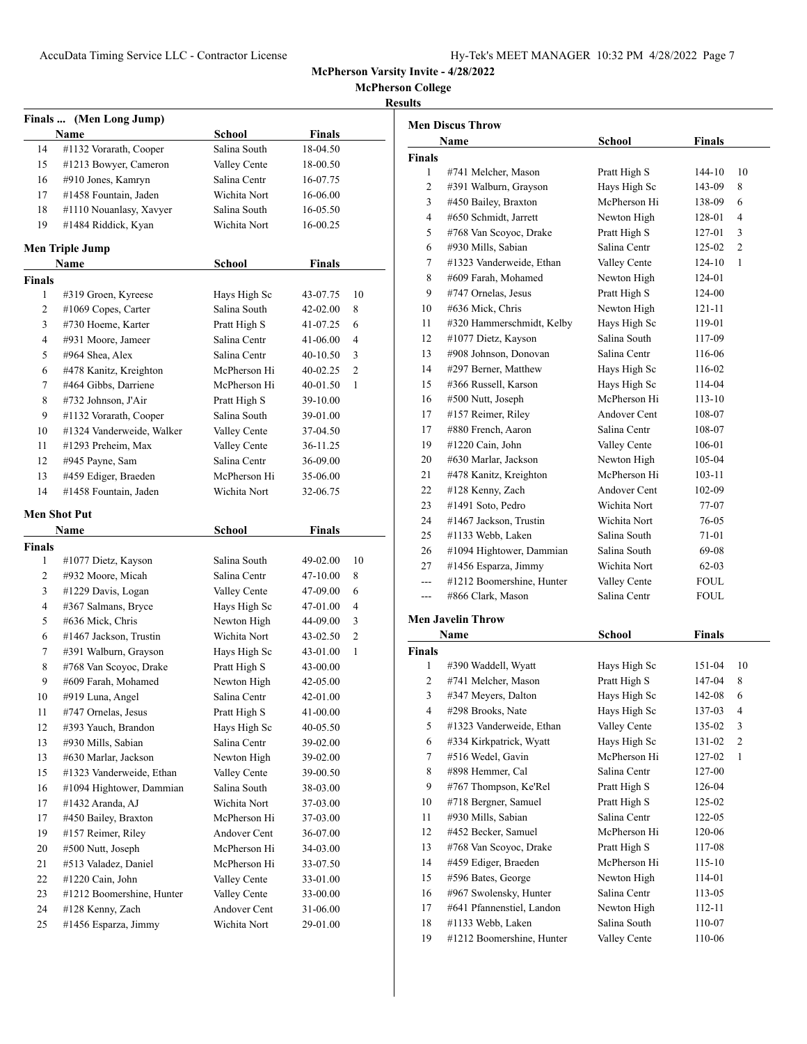**McPherson Varsity Invite - 4/28/2022**

**McPherson College**

**Results**

### Finals ... (Men Long Jump)

| | Name | School | Finals | |
|---|---|---|---|---|
| 14 | #1132 Vorarath, Cooper | Salina South | 18-04.50 | |
| 15 | #1213 Bowyer, Cameron | Valley Cente | 18-00.50 | |
| 16 | #910 Jones, Kamryn | Salina Centr | 16-07.75 | |
| 17 | #1458 Fountain, Jaden | Wichita Nort | 16-06.00 | |
| 18 | #1110 Nouanlasy, Xavyer | Salina South | 16-05.50 | |
| 19 | #1484 Riddick, Kyan | Wichita Nort | 16-00.25 | |

### Men Triple Jump

| | Name | School | Finals | |
|---|---|---|---|---|
| **Finals** | | | | |
| 1 | #319 Groen, Kyreese | Hays High Sc | 43-07.75 | 10 |
| 2 | #1069 Copes, Carter | Salina South | 42-02.00 | 8 |
| 3 | #730 Hoeme, Karter | Pratt High S | 41-07.25 | 6 |
| 4 | #931 Moore, Jameer | Salina Centr | 41-06.00 | 4 |
| 5 | #964 Shea, Alex | Salina Centr | 40-10.50 | 3 |
| 6 | #478 Kanitz, Kreighton | McPherson Hi | 40-02.25 | 2 |
| 7 | #464 Gibbs, Darriene | McPherson Hi | 40-01.50 | 1 |
| 8 | #732 Johnson, J'Air | Pratt High S | 39-10.00 | |
| 9 | #1132 Vorarath, Cooper | Salina South | 39-01.00 | |
| 10 | #1324 Vanderweide, Walker | Valley Cente | 37-04.50 | |
| 11 | #1293 Preheim, Max | Valley Cente | 36-11.25 | |
| 12 | #945 Payne, Sam | Salina Centr | 36-09.00 | |
| 13 | #459 Ediger, Braeden | McPherson Hi | 35-06.00 | |
| 14 | #1458 Fountain, Jaden | Wichita Nort | 32-06.75 | |

### Men Shot Put

| | Name | School | Finals | |
|---|---|---|---|---|
| **Finals** | | | | |
| 1 | #1077 Dietz, Kayson | Salina South | 49-02.00 | 10 |
| 2 | #932 Moore, Micah | Salina Centr | 47-10.00 | 8 |
| 3 | #1229 Davis, Logan | Valley Cente | 47-09.00 | 6 |
| 4 | #367 Salmans, Bryce | Hays High Sc | 47-01.00 | 4 |
| 5 | #636 Mick, Chris | Newton High | 44-09.00 | 3 |
| 6 | #1467 Jackson, Trustin | Wichita Nort | 43-02.50 | 2 |
| 7 | #391 Walburn, Grayson | Hays High Sc | 43-01.00 | 1 |
| 8 | #768 Van Scoyoc, Drake | Pratt High S | 43-00.00 | |
| 9 | #609 Farah, Mohamed | Newton High | 42-05.00 | |
| 10 | #919 Luna, Angel | Salina Centr | 42-01.00 | |
| 11 | #747 Ornelas, Jesus | Pratt High S | 41-00.00 | |
| 12 | #393 Yauch, Brandon | Hays High Sc | 40-05.50 | |
| 13 | #930 Mills, Sabian | Salina Centr | 39-02.00 | |
| 13 | #630 Marlar, Jackson | Newton High | 39-02.00 | |
| 15 | #1323 Vanderweide, Ethan | Valley Cente | 39-00.50 | |
| 16 | #1094 Hightower, Dammian | Salina South | 38-03.00 | |
| 17 | #1432 Aranda, AJ | Wichita Nort | 37-03.00 | |
| 17 | #450 Bailey, Braxton | McPherson Hi | 37-03.00 | |
| 19 | #157 Reimer, Riley | Andover Cent | 36-07.00 | |
| 20 | #500 Nutt, Joseph | McPherson Hi | 34-03.00 | |
| 21 | #513 Valadez, Daniel | McPherson Hi | 33-07.50 | |
| 22 | #1220 Cain, John | Valley Cente | 33-01.00 | |
| 23 | #1212 Boomershine, Hunter | Valley Cente | 33-00.00 | |
| 24 | #128 Kenny, Zach | Andover Cent | 31-06.00 | |
| 25 | #1456 Esparza, Jimmy | Wichita Nort | 29-01.00 | |

### Men Discus Throw

| | Name | School | Finals | |
|---|---|---|---|---|
| **Finals** | | | | |
| 1 | #741 Melcher, Mason | Pratt High S | 144-10 | 10 |
| 2 | #391 Walburn, Grayson | Hays High Sc | 143-09 | 8 |
| 3 | #450 Bailey, Braxton | McPherson Hi | 138-09 | 6 |
| 4 | #650 Schmidt, Jarrett | Newton High | 128-01 | 4 |
| 5 | #768 Van Scoyoc, Drake | Pratt High S | 127-01 | 3 |
| 6 | #930 Mills, Sabian | Salina Centr | 125-02 | 2 |
| 7 | #1323 Vanderweide, Ethan | Valley Cente | 124-10 | 1 |
| 8 | #609 Farah, Mohamed | Newton High | 124-01 | |
| 9 | #747 Ornelas, Jesus | Pratt High S | 124-00 | |
| 10 | #636 Mick, Chris | Newton High | 121-11 | |
| 11 | #320 Hammerschmidt, Kelby | Hays High Sc | 119-01 | |
| 12 | #1077 Dietz, Kayson | Salina South | 117-09 | |
| 13 | #908 Johnson, Donovan | Salina Centr | 116-06 | |
| 14 | #297 Berner, Matthew | Hays High Sc | 116-02 | |
| 15 | #366 Russell, Karson | Hays High Sc | 114-04 | |
| 16 | #500 Nutt, Joseph | McPherson Hi | 113-10 | |
| 17 | #157 Reimer, Riley | Andover Cent | 108-07 | |
| 17 | #880 French, Aaron | Salina Centr | 108-07 | |
| 19 | #1220 Cain, John | Valley Cente | 106-01 | |
| 20 | #630 Marlar, Jackson | Newton High | 105-04 | |
| 21 | #478 Kanitz, Kreighton | McPherson Hi | 103-11 | |
| 22 | #128 Kenny, Zach | Andover Cent | 102-09 | |
| 23 | #1491 Soto, Pedro | Wichita Nort | 77-07 | |
| 24 | #1467 Jackson, Trustin | Wichita Nort | 76-05 | |
| 25 | #1133 Webb, Laken | Salina South | 71-01 | |
| 26 | #1094 Hightower, Dammian | Salina South | 69-08 | |
| 27 | #1456 Esparza, Jimmy | Wichita Nort | 62-03 | |
| --- | #1212 Boomershine, Hunter | Valley Cente | FOUL | |
| --- | #866 Clark, Mason | Salina Centr | FOUL | |

### Men Javelin Throw

| | Name | School | Finals | |
|---|---|---|---|---|
| **Finals** | | | | |
| 1 | #390 Waddell, Wyatt | Hays High Sc | 151-04 | 10 |
| 2 | #741 Melcher, Mason | Pratt High S | 147-04 | 8 |
| 3 | #347 Meyers, Dalton | Hays High Sc | 142-08 | 6 |
| 4 | #298 Brooks, Nate | Hays High Sc | 137-03 | 4 |
| 5 | #1323 Vanderweide, Ethan | Valley Cente | 135-02 | 3 |
| 6 | #334 Kirkpatrick, Wyatt | Hays High Sc | 131-02 | 2 |
| 7 | #516 Wedel, Gavin | McPherson Hi | 127-02 | 1 |
| 8 | #898 Hemmer, Cal | Salina Centr | 127-00 | |
| 9 | #767 Thompson, Ke'Rel | Pratt High S | 126-04 | |
| 10 | #718 Bergner, Samuel | Pratt High S | 125-02 | |
| 11 | #930 Mills, Sabian | Salina Centr | 122-05 | |
| 12 | #452 Becker, Samuel | McPherson Hi | 120-06 | |
| 13 | #768 Van Scoyoc, Drake | Pratt High S | 117-08 | |
| 14 | #459 Ediger, Braeden | McPherson Hi | 115-10 | |
| 15 | #596 Bates, George | Newton High | 114-01 | |
| 16 | #967 Swolensky, Hunter | Salina Centr | 113-05 | |
| 17 | #641 Pfannenstiel, Landon | Newton High | 112-11 | |
| 18 | #1133 Webb, Laken | Salina South | 110-07 | |
| 19 | #1212 Boomershine, Hunter | Valley Cente | 110-06 | |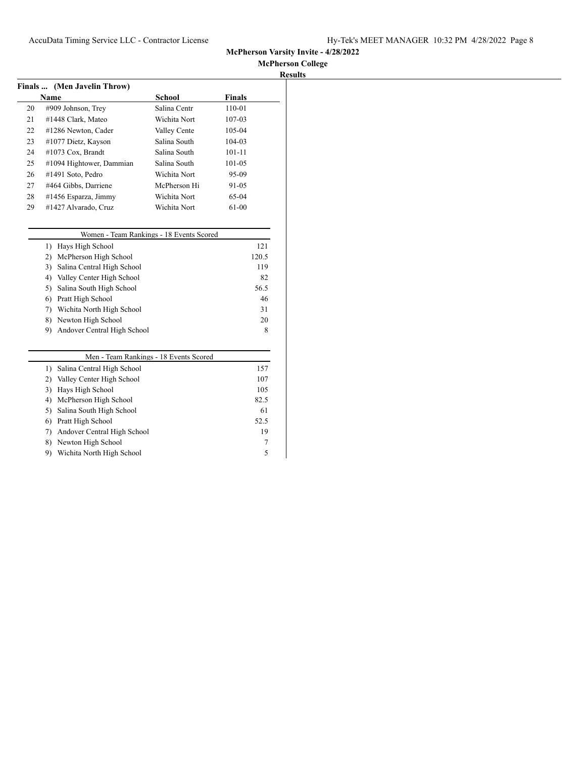**McPherson Varsity Invite - 4/28/2022**

**McPherson College**

**Results**

**Finals ... (Men Javelin Throw)**

| | Name | School | Finals |
|---|---|---|---|
| 20 | #909 Johnson, Trey | Salina Centr | 110-01 |
| 21 | #1448 Clark, Mateo | Wichita Nort | 107-03 |
| 22 | #1286 Newton, Cader | Valley Cente | 105-04 |
| 23 | #1077 Dietz, Kayson | Salina South | 104-03 |
| 24 | #1073 Cox, Brandt | Salina South | 101-11 |
| 25 | #1094 Hightower, Dammian | Salina South | 101-05 |
| 26 | #1491 Soto, Pedro | Wichita Nort | 95-09 |
| 27 | #464 Gibbs, Darriene | McPherson Hi | 91-05 |
| 28 | #1456 Esparza, Jimmy | Wichita Nort | 65-04 |
| 29 | #1427 Alvarado, Cruz | Wichita Nort | 61-00 |

**Women - Team Rankings - 18 Events Scored**

| | | |
|---|---|---|
| 1) | Hays High School | 121 |
| 2) | McPherson High School | 120.5 |
| 3) | Salina Central High School | 119 |
| 4) | Valley Center High School | 82 |
| 5) | Salina South High School | 56.5 |
| 6) | Pratt High School | 46 |
| 7) | Wichita North High School | 31 |
| 8) | Newton High School | 20 |
| 9) | Andover Central High School | 8 |

**Men - Team Rankings - 18 Events Scored**

| | | |
|---|---|---|
| 1) | Salina Central High School | 157 |
| 2) | Valley Center High School | 107 |
| 3) | Hays High School | 105 |
| 4) | McPherson High School | 82.5 |
| 5) | Salina South High School | 61 |
| 6) | Pratt High School | 52.5 |
| 7) | Andover Central High School | 19 |
| 8) | Newton High School | 7 |
| 9) | Wichita North High School | 5 |